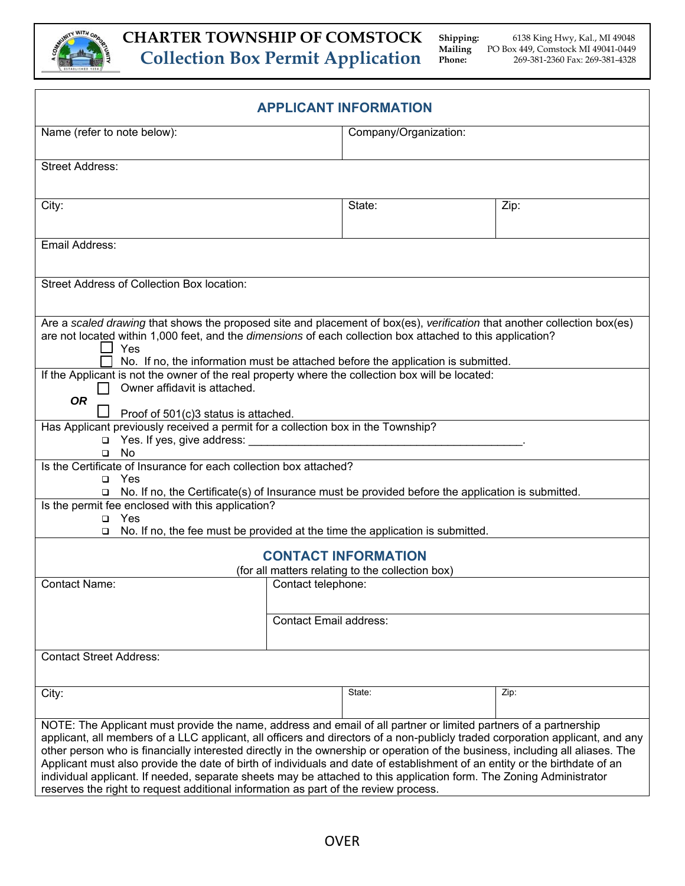# CHARTER TOWNSHIP OF COMSTOCK
## Collection Box Permit Application

**Shipping:** 6138 King Hwy, Kal., MI 49048
**Mailing** PO Box 449, Comstock MI 49041-0449
**Phone:** 269-381-2360 Fax: 269-381-4328

### APPLICANT INFORMATION

| Name (refer to note below): | Company/Organization: | |
|---|---|---|
| Street Address: | | |
| City: | State: | Zip: |
| Email Address: | | |
| Street Address of Collection Box location: | | |

Are a *scaled drawing* that shows the proposed site and placement of box(es), *verification* that another collection box(es) are not located within 1,000 feet, and the *dimensions* of each collection box attached to this application?

- ☐ Yes
- ☐ No. If no, the information must be attached before the application is submitted.

If the Applicant is not the owner of the real property where the collection box will be located:

- ☐ Owner affidavit is attached.

**OR**

- ☐ Proof of 501(c)3 status is attached.

Has Applicant previously received a permit for a collection box in the Township?

- ☐ Yes. If yes, give address: _____________________________________________.
- ☐ No

Is the Certificate of Insurance for each collection box attached?

- ☐ Yes
- ☐ No. If no, the Certificate(s) of Insurance must be provided before the application is submitted.

Is the permit fee enclosed with this application?

- ☐ Yes
- ☐ No. If no, the fee must be provided at the time the application is submitted.

### CONTACT INFORMATION

(for all matters relating to the collection box)

| Contact Name: | Contact telephone: | |
|---|---|---|
| | Contact Email address: | |
| Contact Street Address: | | |
| City: | State: | Zip: |

NOTE: The Applicant must provide the name, address and email of all partner or limited partners of a partnership applicant, all members of a LLC applicant, all officers and directors of a non-publicly traded corporation applicant, and any other person who is financially interested directly in the ownership or operation of the business, including all aliases. The Applicant must also provide the date of birth of individuals and date of establishment of an entity or the birthdate of an individual applicant. If needed, separate sheets may be attached to this application form. The Zoning Administrator reserves the right to request additional information as part of the review process.

OVER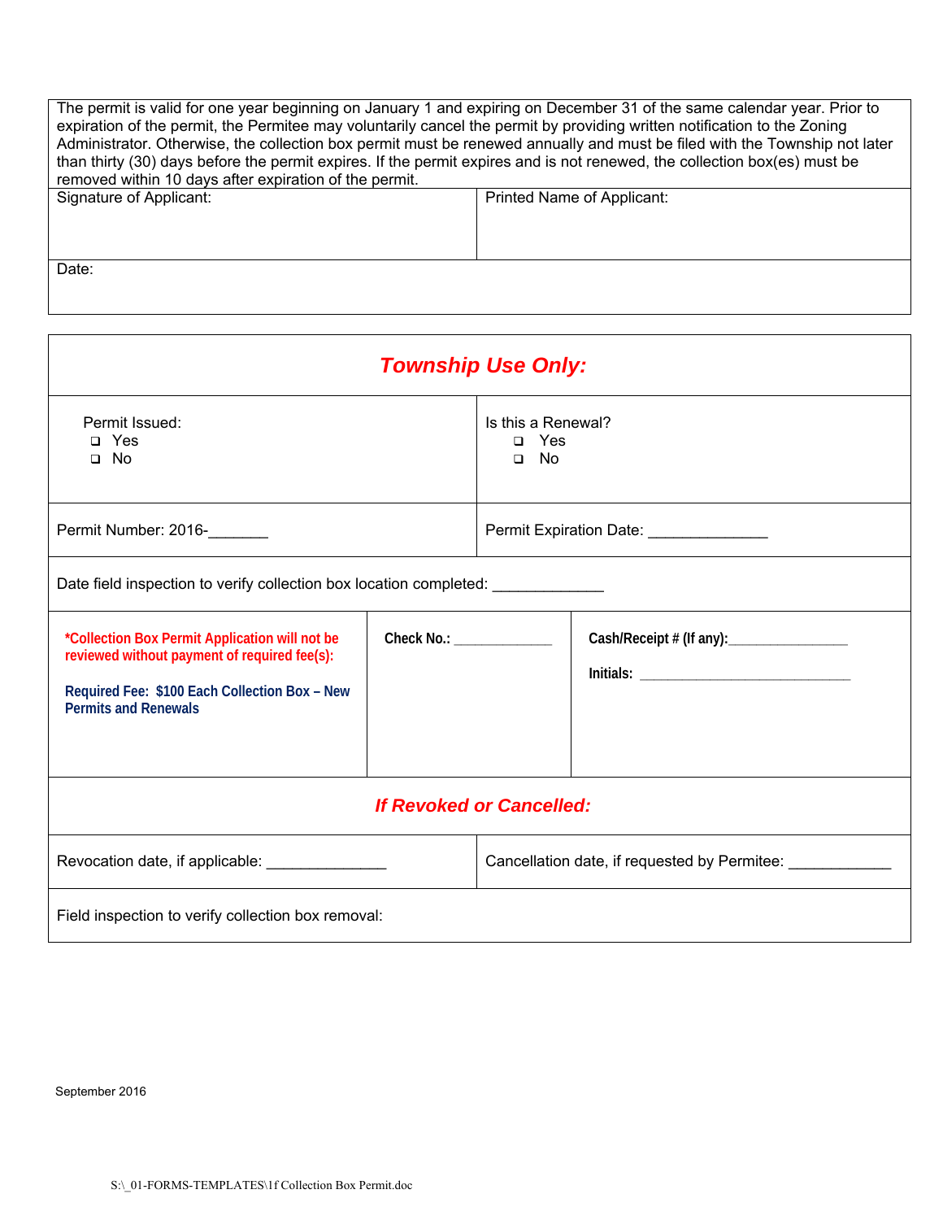| The permit is valid for one year beginning on January 1 and expiring on December 31 of the same calendar year. Prior to expiration of the permit, the Permitee may voluntarily cancel the permit by providing written notification to the Zoning Administrator. Otherwise, the collection box permit must be renewed annually and must be filed with the Township not later than thirty (30) days before the permit expires. If the permit expires and is not renewed, the collection box(es) must be removed within 10 days after expiration of the permit. | |
|---|---|
| Signature of Applicant: | Printed Name of Applicant: |
| Date: | |

## *Township Use Only:*

| Permit Issued:<br>❑ Yes<br>❑ No | Is this a Renewal?<br>❑ Yes<br>❑ No |
|---|---|
| Permit Number: 2016-_______ | Permit Expiration Date: ______________ |
| Date field inspection to verify collection box location completed: _____________ | |

| **\*Collection Box Permit Application will not be reviewed without payment of required fee(s):**<br><br>**Required Fee: $100 Each Collection Box – New Permits and Renewals** | **Check No.:** _____________ | **Cash/Receipt # (If any):**________________<br><br>**Initials:** ____________________________ |
|---|---|---|

## *If Revoked or Cancelled:*

| Revocation date, if applicable: ______________ | Cancellation date, if requested by Permitee: ____________ |
|---|---|
| Field inspection to verify collection box removal: | |

September 2016

S:\_01-FORMS-TEMPLATES\1f Collection Box Permit.doc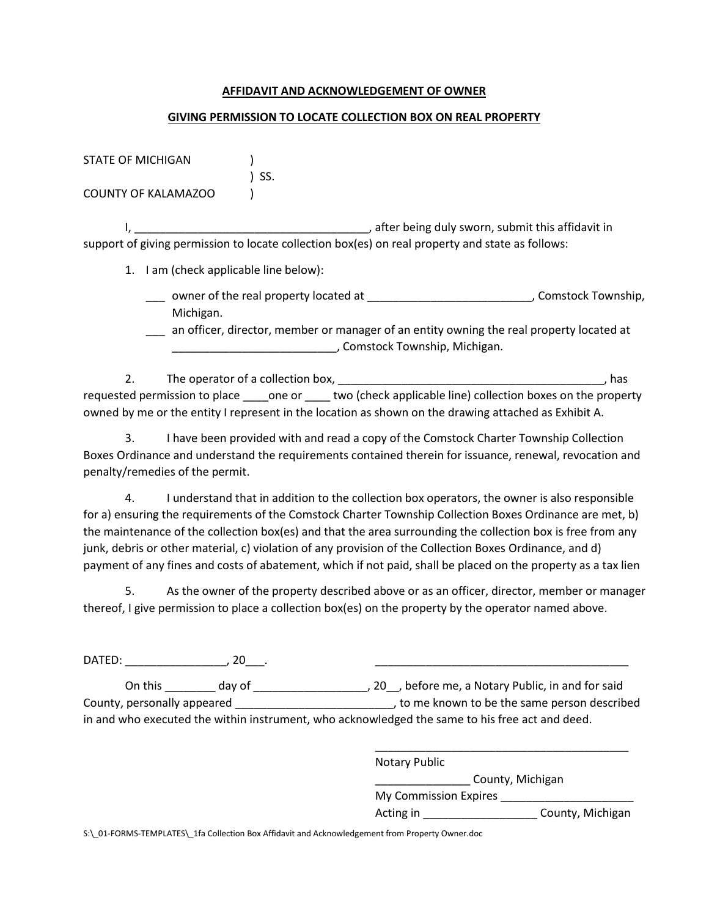**AFFIDAVIT AND ACKNOWLEDGEMENT OF OWNER**

**GIVING PERMISSION TO LOCATE COLLECTION BOX ON REAL PROPERTY**

STATE OF MICHIGAN )
) SS.
COUNTY OF KALAMAZOO )

I, _____________________________________, after being duly sworn, submit this affidavit in support of giving permission to locate collection box(es) on real property and state as follows:

1. I am (check applicable line below):

   ___ owner of the real property located at __________________________, Comstock Township, Michigan.

   ___ an officer, director, member or manager of an entity owning the real property located at __________________________, Comstock Township, Michigan.

2. The operator of a collection box, ___________________________________________, has requested permission to place ____one or ____ two (check applicable line) collection boxes on the property owned by me or the entity I represent in the location as shown on the drawing attached as Exhibit A.

3. I have been provided with and read a copy of the Comstock Charter Township Collection Boxes Ordinance and understand the requirements contained therein for issuance, renewal, revocation and penalty/remedies of the permit.

4. I understand that in addition to the collection box operators, the owner is also responsible for a) ensuring the requirements of the Comstock Charter Township Collection Boxes Ordinance are met, b) the maintenance of the collection box(es) and that the area surrounding the collection box is free from any junk, debris or other material, c) violation of any provision of the Collection Boxes Ordinance, and d) payment of any fines and costs of abatement, which if not paid, shall be placed on the property as a tax lien

5. As the owner of the property described above or as an officer, director, member or manager thereof, I give permission to place a collection box(es) on the property by the operator named above.

DATED: ________________, 20___. __________________________________________

On this ________ day of __________________, 20__, before me, a Notary Public, in and for said County, personally appeared _________________________, to me known to be the same person described in and who executed the within instrument, who acknowledged the same to his free act and deed.

__________________________________________
Notary Public
_______________ County, Michigan
My Commission Expires _____________________
Acting in __________________ County, Michigan

S:\_01-FORMS-TEMPLATES\_1fa Collection Box Affidavit and Acknowledgement from Property Owner.doc